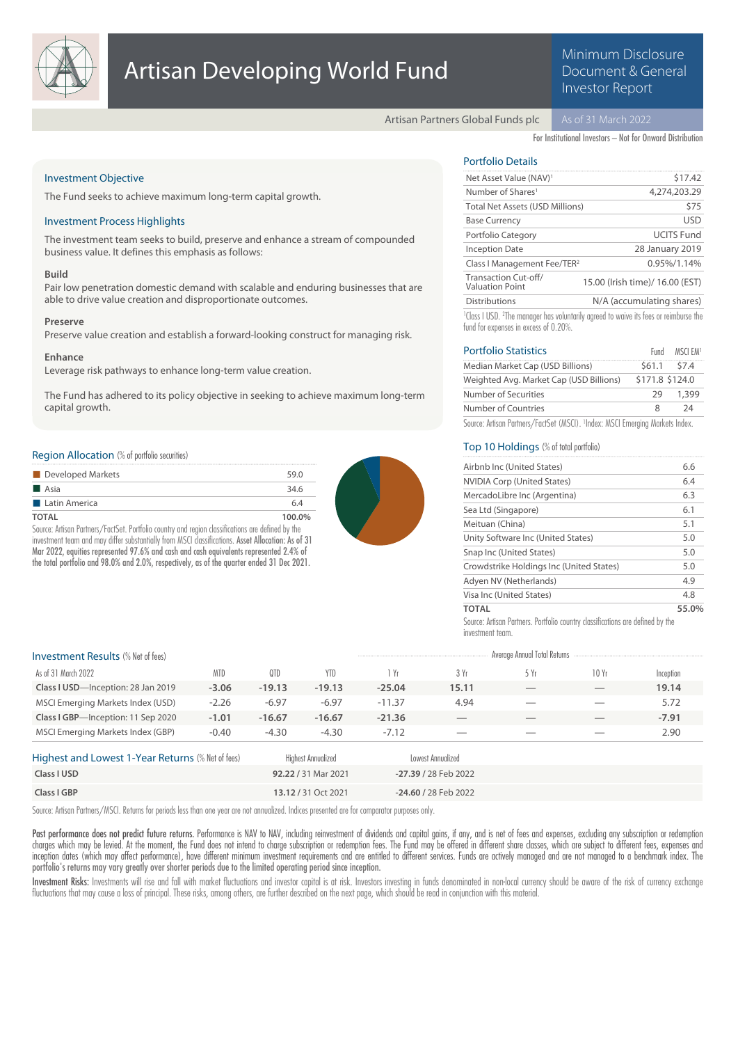# Artisan Developing World Fund

## Minimum Disclosure Document & General Investor Report

Artisan Partners Global Funds plc

As of 31 March 2022

For Institutional Investors – Not for Onward Distribution

### Investment Objective

The Fund seeks to achieve maximum long-term capital growth.

### Investment Process Highlights

The investment team seeks to build, preserve and enhance a stream of compounded business value. It defines this emphasis as follows:

**Build**

Pair low penetration domestic demand with scalable and enduring businesses that are able to drive value creation and disproportionate outcomes.

**Preserve**

Preserve value creation and establish a forward-looking construct for managing risk.

**Enhance**

Leverage risk pathways to enhance long-term value creation.

The Fund has adhered to its policy objective in seeking to achieve maximum long-term capital growth.

### Portfolio Details

| | |
|---|---|
| Net Asset Value (NAV)[1] | $17.42 |
| Number of Shares[1] | 4,274,203.29 |
| Total Net Assets (USD Millions) | $75 |
| Base Currency | USD |
| Portfolio Category | UCITS Fund |
| Inception Date | 28 January 2019 |
| Class I Management Fee/TER[2] | 0.95%/1.14% |
| Transaction Cut-off/ Valuation Point | 15.00 (Irish time)/ 16.00 (EST) |
| Distributions | N/A (accumulating shares) |

[1]Class I USD. [2]The manager has voluntarily agreed to waive its fees or reimburse the fund for expenses in excess of 0.20%.

### Portfolio Statistics

| | Fund | MSCI EM[1] |
|---|---|---|
| Median Market Cap (USD Billions) | $61.1 | $7.4 |
| Weighted Avg. Market Cap (USD Billions) | $171.8 | $124.0 |
| Number of Securities | 29 | 1,399 |
| Number of Countries | 8 | 24 |

Source: Artisan Partners/FactSet (MSCI). [1]Index: MSCI Emerging Markets Index.

### Region Allocation (% of portfolio securities)

| | |
|---|---|
| Developed Markets | 59.0 |
| Asia | 34.6 |
| Latin America | 6.4 |
| **TOTAL** | **100.0%** |

Source: Artisan Partners/FactSet. Portfolio country and region classifications are defined by the investment team and may differ substantially from MSCI classifications. **Asset Allocation:** As of 31 Mar 2022, equities represented 97.6% and cash and cash equivalents represented 2.4% of the total portfolio and 98.0% and 2.0%, respectively, as of the quarter ended 31 Dec 2021.

### Top 10 Holdings (% of total portfolio)

| | |
|---|---|
| Airbnb Inc (United States) | 6.6 |
| NVIDIA Corp (United States) | 6.4 |
| MercadoLibre Inc (Argentina) | 6.3 |
| Sea Ltd (Singapore) | 6.1 |
| Meituan (China) | 5.1 |
| Unity Software Inc (United States) | 5.0 |
| Snap Inc (United States) | 5.0 |
| Crowdstrike Holdings Inc (United States) | 5.0 |
| Adyen NV (Netherlands) | 4.9 |
| Visa Inc (United States) | 4.8 |
| **TOTAL** | **55.0%** |

Source: Artisan Partners. Portfolio country classifications are defined by the investment team.

### Investment Results (% Net of fees)

| As of 31 March 2022 | MTD | QTD | YTD | 1 Yr | 3 Yr | 5 Yr | 10 Yr | Inception |
|---|---|---|---|---|---|---|---|---|
| | | | | Average Annual Total Returns | | | | |
| **Class I USD**—Inception: 28 Jan 2019 | **-3.06** | **-19.13** | **-19.13** | **-25.04** | **15.11** | — | — | **19.14** |
| MSCI Emerging Markets Index (USD) | -2.26 | -6.97 | -6.97 | -11.37 | 4.94 | — | — | 5.72 |
| **Class I GBP**—Inception: 11 Sep 2020 | **-1.01** | **-16.67** | **-16.67** | **-21.36** | — | — | — | **-7.91** |
| MSCI Emerging Markets Index (GBP) | -0.40 | -4.30 | -4.30 | -7.12 | — | — | — | 2.90 |

### Highest and Lowest 1-Year Returns (% Net of fees)

| | Highest Annualized | Lowest Annualized |
|---|---|---|
| **Class I USD** | **92.22** / 31 Mar 2021 | **-27.39** / 28 Feb 2022 |
| **Class I GBP** | **13.12** / 31 Oct 2021 | **-24.60** / 28 Feb 2022 |

Source: Artisan Partners/MSCI. Returns for periods less than one year are not annualized. Indices presented are for comparator purposes only.

**Past performance does not predict future returns.** Performance is NAV to NAV, including reinvestment of dividends and capital gains, if any, and is net of fees and expenses, excluding any subscription or redemption charges which may be levied. At the moment, the Fund does not intend to charge subscription or redemption fees. The Fund may be offered in different share classes, which are subject to different fees, expenses and inception dates (which may affect performance), have different minimum investment requirements and are entitled to different services. Funds are actively managed and are not managed to a benchmark index. The portfolio's returns may vary greatly over shorter periods due to the limited operating period since inception.

**Investment Risks:** Investments will rise and fall with market fluctuations and investor capital is at risk. Investors investing in funds denominated in non-local currency should be aware of the risk of currency exchange fluctuations that may cause a loss of principal. These risks, among others, are further described on the next page, which should be read in conjunction with this material.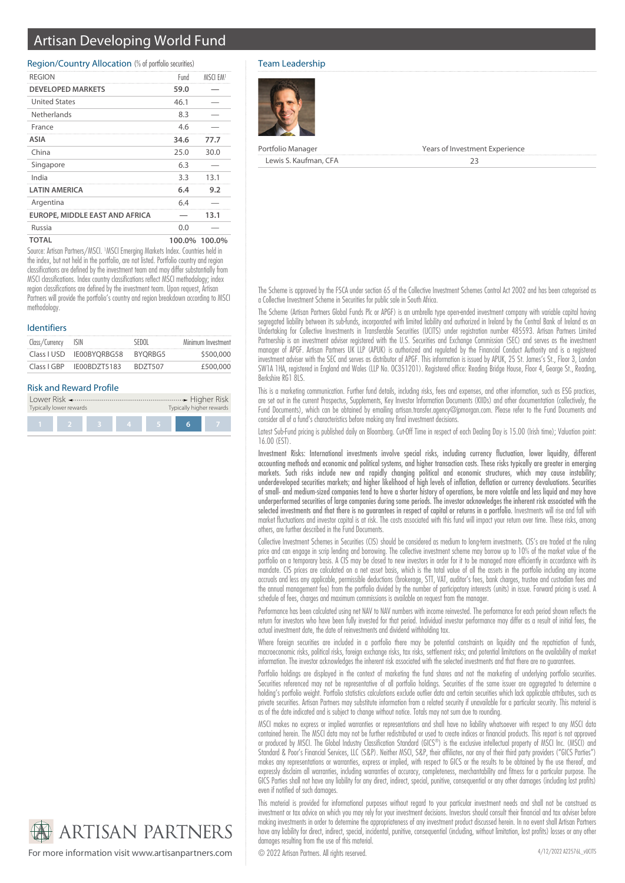# Artisan Developing World Fund

## Region/Country Allocation (% of portfolio securities)

| REGION | Fund | MSCI EM[1] |
|---|---|---|
| **DEVELOPED MARKETS** | **59.0** | — |
| United States | 46.1 | — |
| Netherlands | 8.3 | — |
| France | 4.6 | — |
| **ASIA** | **34.6** | **77.7** |
| China | 25.0 | 30.0 |
| Singapore | 6.3 | — |
| India | 3.3 | 13.1 |
| **LATIN AMERICA** | **6.4** | **9.2** |
| Argentina | 6.4 | — |
| **EUROPE, MIDDLE EAST AND AFRICA** | — | **13.1** |
| Russia | 0.0 | — |
| **TOTAL** | **100.0%** | **100.0%** |

Source: Artisan Partners/MSCI. [1]MSCI Emerging Markets Index. Countries held in the index, but not held in the portfolio, are not listed. Portfolio country and region classifications are defined by the investment team and may differ substantially from MSCI classifications. Index country classifications reflect MSCI methodology; index region classifications are defined by the investment team. Upon request, Artisan Partners will provide the portfolio's country and region breakdown according to MSCI methodology.

## Identifiers

| Class/Currency | ISIN | SEDOL | Minimum Investment |
|---|---|---|---|
| Class I USD | IE00BYQRBG58 | BYQRBG5 | $500,000 |
| Class I GBP | IE00BDZT5183 | BDZT507 | £500,000 |

## Risk and Reward Profile

Lower Risk ← → Higher Risk

Typically lower rewards — Typically higher rewards

| 1 | 2 | 3 | 4 | 5 | **6** | 7 |
|---|---|---|---|---|---|---|

## Team Leadership

| Portfolio Manager | Years of Investment Experience |
|---|---|
| Lewis S. Kaufman, CFA | 23 |

The Scheme is approved by the FSCA under section 65 of the Collective Investment Schemes Control Act 2002 and has been categorised as a Collective Investment Scheme in Securities for public sale in South Africa.

The Scheme (Artisan Partners Global Funds Plc or APGF) is an umbrella type open-ended investment company with variable capital having segregated liability between its sub-funds, incorporated with limited liability and authorized in Ireland by the Central Bank of Ireland as an Undertaking for Collective Investments in Transferable Securities (UCITS) under registration number 485593. Artisan Partners Limited Partnership is an investment adviser registered with the U.S. Securities and Exchange Commission (SEC) and serves as the investment manager of APGF. Artisan Partners UK LLP (APUK) is authorized and regulated by the Financial Conduct Authority and is a registered investment adviser with the SEC and serves as distributor of APGF. This information is issued by APUK, 25 St. James's St., Floor 3, London SW1A 1HA, registered in England and Wales (LLP No. OC351201). Registered office: Reading Bridge House, Floor 4, George St., Reading, Berkshire RG1 8LS.

This is a marketing communication. Further fund details, including risks, fees and expenses, and other information, such as ESG practices, are set out in the current Prospectus, Supplements, Key Investor Information Documents (KIIDs) and other documentation (collectively, the Fund Documents), which can be obtained by emailing artisan.transfer.agency@jpmorgan.com. Please refer to the Fund Documents and consider all of a fund's characteristics before making any final investment decisions.

Latest Sub-Fund pricing is published daily on Bloomberg. Cut-Off Time in respect of each Dealing Day is 15.00 (Irish time); Valuation point: 16.00 (EST).

**Investment Risks: International investments involve special risks, including currency fluctuation, lower liquidity, different accounting methods and economic and political systems, and higher transaction costs. These risks typically are greater in emerging markets. Such risks include new and rapidly changing political and economic structures, which may cause instability; underdeveloped securities markets; and higher likelihood of high levels of inflation, deflation or currency devaluations. Securities of small- and medium-sized companies tend to have a shorter history of operations, be more volatile and less liquid and may have underperformed securities of large companies during some periods. The investor acknowledges the inherent risk associated with the selected investments and that there is no guarantees in respect of capital or returns in a portfolio.** Investments will rise and fall with market fluctuations and investor capital is at risk. The costs associated with this fund will impact your return over time. These risks, among others, are further described in the Fund Documents.

Collective Investment Schemes in Securities (CIS) should be considered as medium to long-term investments. CIS's are traded at the ruling price and can engage in scrip lending and borrowing. The collective investment scheme may borrow up to 10% of the market value of the portfolio on a temporary basis. A CIS may be closed to new investors in order for it to be managed more efficiently in accordance with its mandate. CIS prices are calculated on a net asset basis, which is the total value of all the assets in the portfolio including any income accruals and less any applicable, permissible deductions (brokerage, STT, VAT, auditor's fees, bank charges, trustee and custodian fees and the annual management fee) from the portfolio divided by the number of participatory interests (units) in issue. Forward pricing is used. A schedule of fees, charges and maximum commissions is available on request from the manager.

Performance has been calculated using net NAV to NAV numbers with income reinvested. The performance for each period shown reflects the return for investors who have been fully invested for that period. Individual investor performance may differ as a result of initial fees, the actual investment date, the date of reinvestments and dividend withholding tax.

Where foreign securities are included in a portfolio there may be potential constraints on liquidity and the repatriation of funds, macroeconomic risks, political risks, foreign exchange risks, tax risks, settlement risks; and potential limitations on the availability of market information. The investor acknowledges the inherent risk associated with the selected investments and that there are no guarantees.

Portfolio holdings are displayed in the context of marketing the fund shares and not the marketing of underlying portfolio securities. Securities referenced may not be representative of all portfolio holdings. Securities of the same issuer are aggregated to determine a holding's portfolio weight. Portfolio statistics calculations exclude outlier data and certain securities which lack applicable attributes, such as private securities. Artisan Partners may substitute information from a related security if unavailable for a particular security. This material is as of the date indicated and is subject to change without notice. Totals may not sum due to rounding.

MSCI makes no express or implied warranties or representations and shall have no liability whatsoever with respect to any MSCI data contained herein. The MSCI data may not be further redistributed or used to create indices or financial products. This report is not approved or produced by MSCI. The Global Industry Classification Standard (GICS®) is the exclusive intellectual property of MSCI Inc. (MSCI) and Standard & Poor's Financial Services, LLC (S&P). Neither MSCI, S&P, their affiliates, nor any of their third party providers ("GICS Parties") makes any representations or warranties, express or implied, with respect to GICS or the results to be obtained by the use thereof, and expressly disclaim all warranties, including warranties of accuracy, completeness, merchantability and fitness for a particular purpose. The GICS Parties shall not have any liability for any direct, indirect, special, punitive, consequential or any other damages (including lost profits) even if notified of such damages.

This material is provided for informational purposes without regard to your particular investment needs and shall not be construed as investment or tax advice on which you may rely for your investment decisions. Investors should consult their financial and tax adviser before making investments in order to determine the appropriateness of any investment product discussed herein. In no event shall Artisan Partners have any liability for direct, indirect, special, incidental, punitive, consequential (including, without limitation, lost profits) losses or any other damages resulting from the use of this material.

© 2022 Artisan Partners. All rights reserved.

4/12/2022 A22574L_vUCITS

ARTISAN PARTNERS

For more information visit www.artisanpartners.com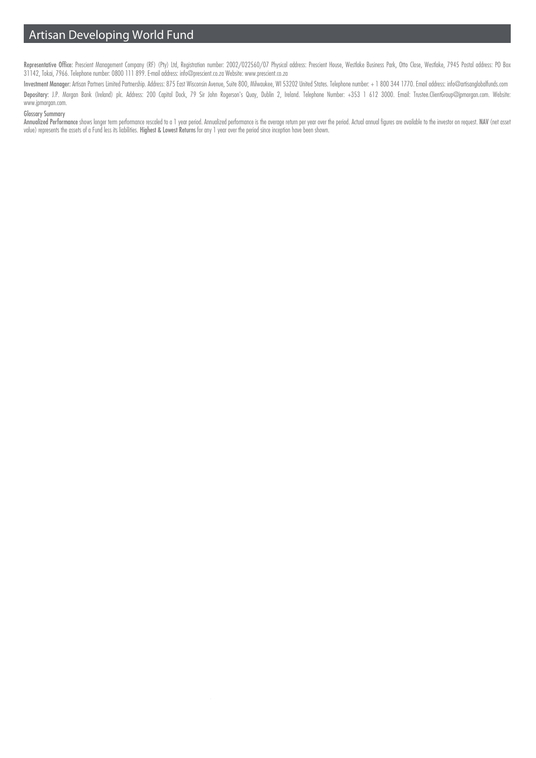# Artisan Developing World Fund

**Representative Office:** Prescient Management Company (RF) (Pty) Ltd, Registration number: 2002/022560/07 Physical address: Prescient House, Westlake Business Park, Otto Close, Westlake, 7945 Postal address: PO Box 31142, Tokai, 7966. Telephone number: 0800 111 899. E-mail address: info@prescient.co.za Website: www.prescient.co.za

**Investment Manager:** Artisan Partners Limited Partnership. Address: 875 East Wisconsin Avenue, Suite 800, Milwaukee, WI 53202 United States. Telephone number: + 1 800 344 1770. Email address: info@artisanglobalfunds.com

**Depositary:** J.P. Morgan Bank (Ireland) plc. Address: 200 Capital Dock, 79 Sir John Rogerson's Quay, Dublin 2, Ireland. Telephone Number: +353 1 612 3000. Email: Trustee.ClientGroup@jpmorgan.com. Website: www.jpmorgan.com.

**Glossary Summary**

**Annualized Performance** shows longer term performance rescaled to a 1 year period. Annualized performance is the average return per year over the period. Actual annual figures are available to the investor on request. **NAV** (net asset value) represents the assets of a Fund less its liabilities. **Highest & Lowest Returns** for any 1 year over the period since inception have been shown.